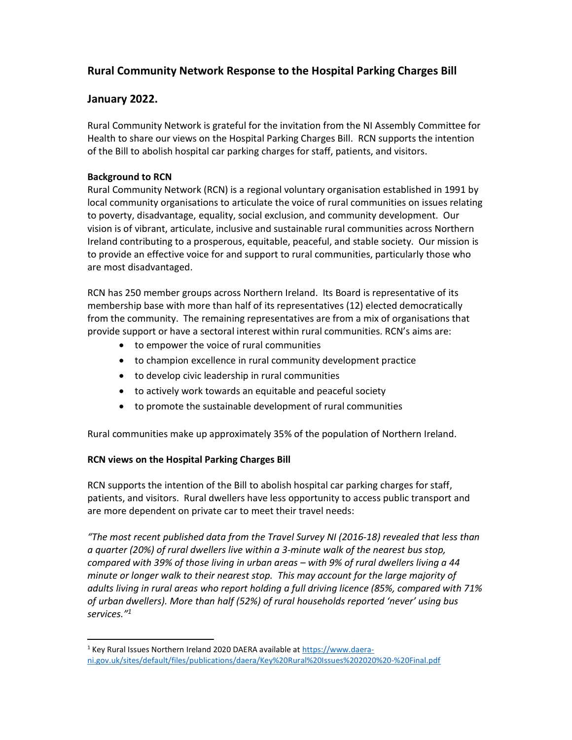# Rural Community Network Response to the Hospital Parking Charges Bill

## January 2022.

Rural Community Network is grateful for the invitation from the NI Assembly Committee for Health to share our views on the Hospital Parking Charges Bill. RCN supports the intention of the Bill to abolish hospital car parking charges for staff, patients, and visitors.

**Background to RCN**

Rural Community Network (RCN) is a regional voluntary organisation established in 1991 by local community organisations to articulate the voice of rural communities on issues relating to poverty, disadvantage, equality, social exclusion, and community development. Our vision is of vibrant, articulate, inclusive and sustainable rural communities across Northern Ireland contributing to a prosperous, equitable, peaceful, and stable society. Our mission is to provide an effective voice for and support to rural communities, particularly those who are most disadvantaged.

RCN has 250 member groups across Northern Ireland. Its Board is representative of its membership base with more than half of its representatives (12) elected democratically from the community. The remaining representatives are from a mix of organisations that provide support or have a sectoral interest within rural communities. RCN's aims are:

- to empower the voice of rural communities
- to champion excellence in rural community development practice
- to develop civic leadership in rural communities
- to actively work towards an equitable and peaceful society
- to promote the sustainable development of rural communities

Rural communities make up approximately 35% of the population of Northern Ireland.

**RCN views on the Hospital Parking Charges Bill**

RCN supports the intention of the Bill to abolish hospital car parking charges for staff, patients, and visitors. Rural dwellers have less opportunity to access public transport and are more dependent on private car to meet their travel needs:

*"The most recent published data from the Travel Survey NI (2016-18) revealed that less than a quarter (20%) of rural dwellers live within a 3-minute walk of the nearest bus stop, compared with 39% of those living in urban areas – with 9% of rural dwellers living a 44 minute or longer walk to their nearest stop. This may account for the large majority of adults living in rural areas who report holding a full driving licence (85%, compared with 71% of urban dwellers). More than half (52%) of rural households reported 'never' using bus services."*[1]

[1] Key Rural Issues Northern Ireland 2020 DAERA available at https://www.daera-ni.gov.uk/sites/default/files/publications/daera/Key%20Rural%20Issues%202020%20-%20Final.pdf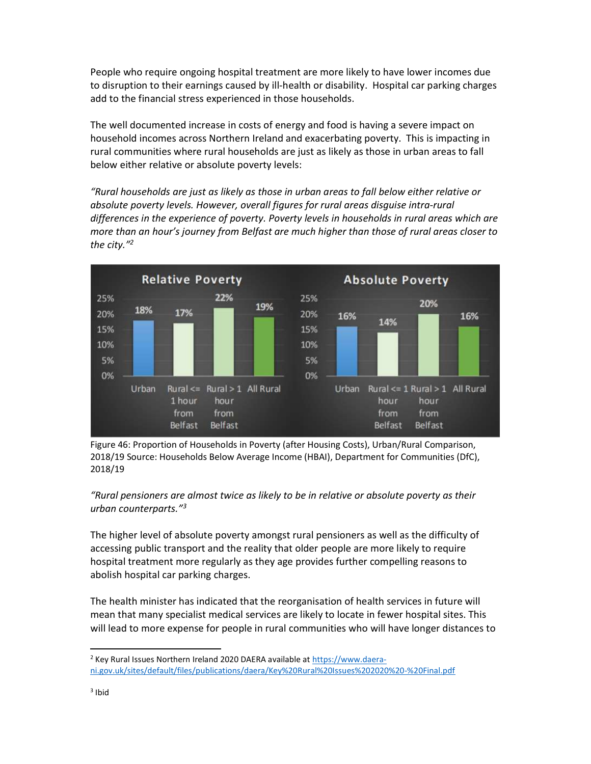People who require ongoing hospital treatment are more likely to have lower incomes due to disruption to their earnings caused by ill-health or disability. Hospital car parking charges add to the financial stress experienced in those households.

The well documented increase in costs of energy and food is having a severe impact on household incomes across Northern Ireland and exacerbating poverty. This is impacting in rural communities where rural households are just as likely as those in urban areas to fall below either relative or absolute poverty levels:

*"Rural households are just as likely as those in urban areas to fall below either relative or absolute poverty levels. However, overall figures for rural areas disguise intra-rural differences in the experience of poverty. Poverty levels in households in rural areas which are more than an hour's journey from Belfast are much higher than those of rural areas closer to the city."*[2]

| | Urban | Rural <= 1 hour from Belfast | Rural > 1 hour from Belfast | All Rural |
|---|---|---|---|---|
| Relative Poverty | 18% | 17% | 22% | 19% |
| Absolute Poverty | 16% | 14% | 20% | 16% |

Figure 46: Proportion of Households in Poverty (after Housing Costs), Urban/Rural Comparison, 2018/19 Source: Households Below Average Income (HBAI), Department for Communities (DfC), 2018/19

*"Rural pensioners are almost twice as likely to be in relative or absolute poverty as their urban counterparts."*[3]

The higher level of absolute poverty amongst rural pensioners as well as the difficulty of accessing public transport and the reality that older people are more likely to require hospital treatment more regularly as they age provides further compelling reasons to abolish hospital car parking charges.

The health minister has indicated that the reorganisation of health services in future will mean that many specialist medical services are likely to locate in fewer hospital sites. This will lead to more expense for people in rural communities who will have longer distances to

---

[2] Key Rural Issues Northern Ireland 2020 DAERA available at https://www.daera-ni.gov.uk/sites/default/files/publications/daera/Key%20Rural%20Issues%202020%20-%20Final.pdf

[3] Ibid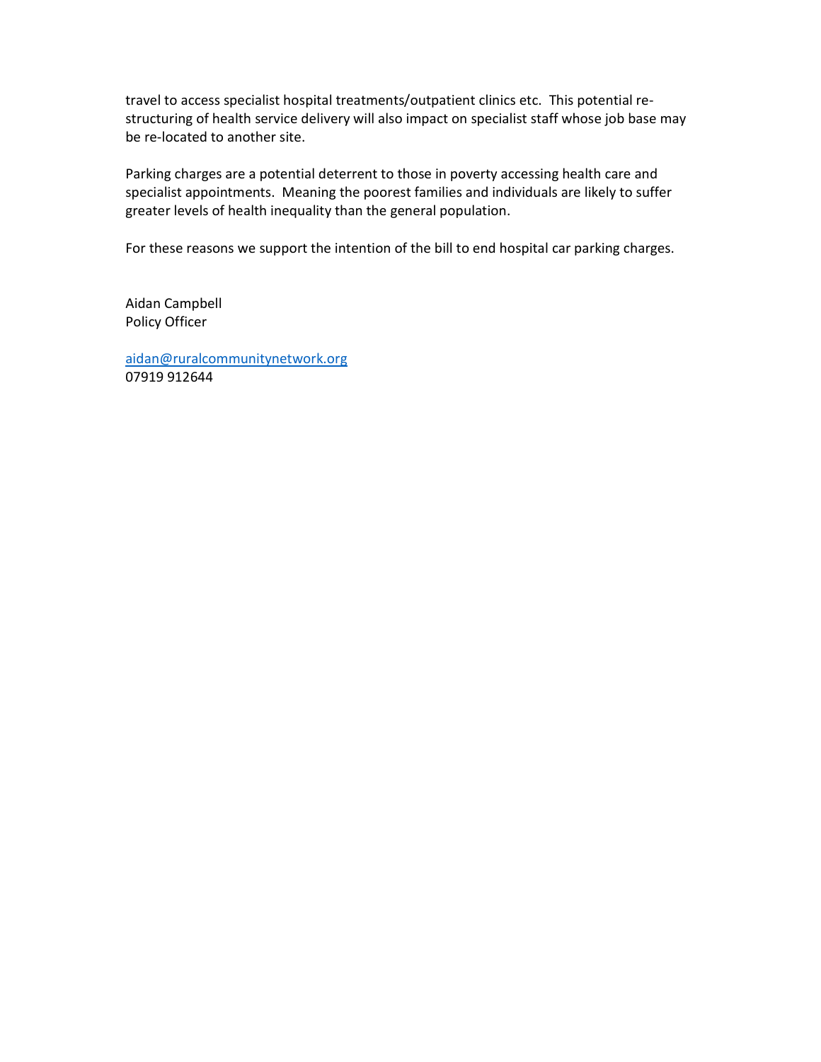travel to access specialist hospital treatments/outpatient clinics etc. This potential re-structuring of health service delivery will also impact on specialist staff whose job base may be re-located to another site.

Parking charges are a potential deterrent to those in poverty accessing health care and specialist appointments. Meaning the poorest families and individuals are likely to suffer greater levels of health inequality than the general population.

For these reasons we support the intention of the bill to end hospital car parking charges.

Aidan Campbell
Policy Officer

aidan@ruralcommunitynetwork.org
07919 912644